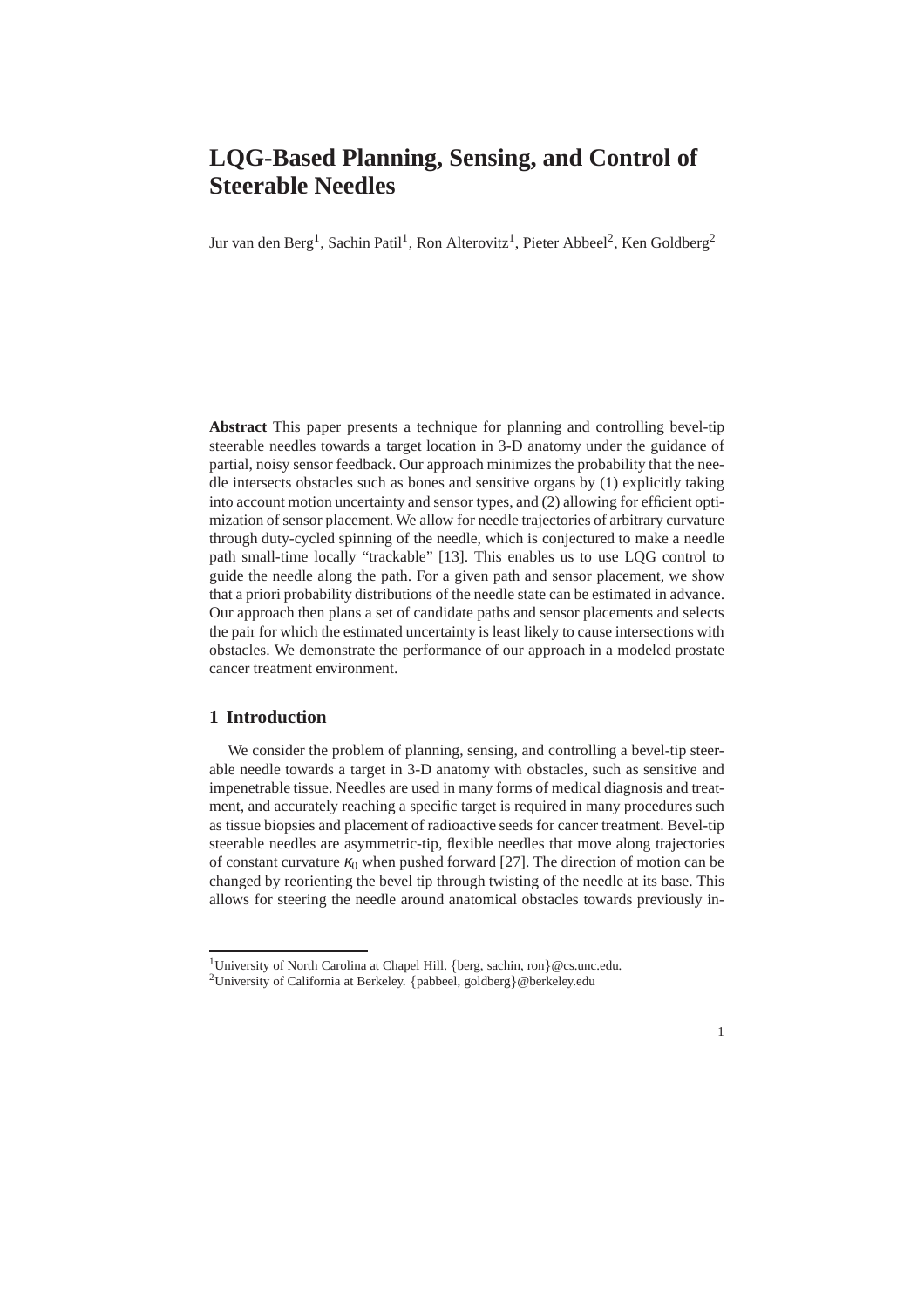# LQG-Based Planning, Sensing, and Control of Steerable Needles

Jur van den Berg[1], Sachin Patil[1], Ron Alterovitz[1], Pieter Abbeel[2], Ken Goldberg[2]

**Abstract** This paper presents a technique for planning and controlling bevel-tip steerable needles towards a target location in 3-D anatomy under the guidance of partial, noisy sensor feedback. Our approach minimizes the probability that the needle intersects obstacles such as bones and sensitive organs by (1) explicitly taking into account motion uncertainty and sensor types, and (2) allowing for efficient optimization of sensor placement. We allow for needle trajectories of arbitrary curvature through duty-cycled spinning of the needle, which is conjectured to make a needle path small-time locally "trackable" [13]. This enables us to use LQG control to guide the needle along the path. For a given path and sensor placement, we show that a priori probability distributions of the needle state can be estimated in advance. Our approach then plans a set of candidate paths and sensor placements and selects the pair for which the estimated uncertainty is least likely to cause intersections with obstacles. We demonstrate the performance of our approach in a modeled prostate cancer treatment environment.

## 1 Introduction

We consider the problem of planning, sensing, and controlling a bevel-tip steerable needle towards a target in 3-D anatomy with obstacles, such as sensitive and impenetrable tissue. Needles are used in many forms of medical diagnosis and treatment, and accurately reaching a specific target is required in many procedures such as tissue biopsies and placement of radioactive seeds for cancer treatment. Bevel-tip steerable needles are asymmetric-tip, flexible needles that move along trajectories of constant curvature $\kappa_0$ when pushed forward [27]. The direction of motion can be changed by reorienting the bevel tip through twisting of the needle at its base. This allows for steering the needle around anatomical obstacles towards previously in-

[1]University of North Carolina at Chapel Hill. {berg, sachin, ron}@cs.unc.edu.
[2]University of California at Berkeley. {pabbeel, goldberg}@berkeley.edu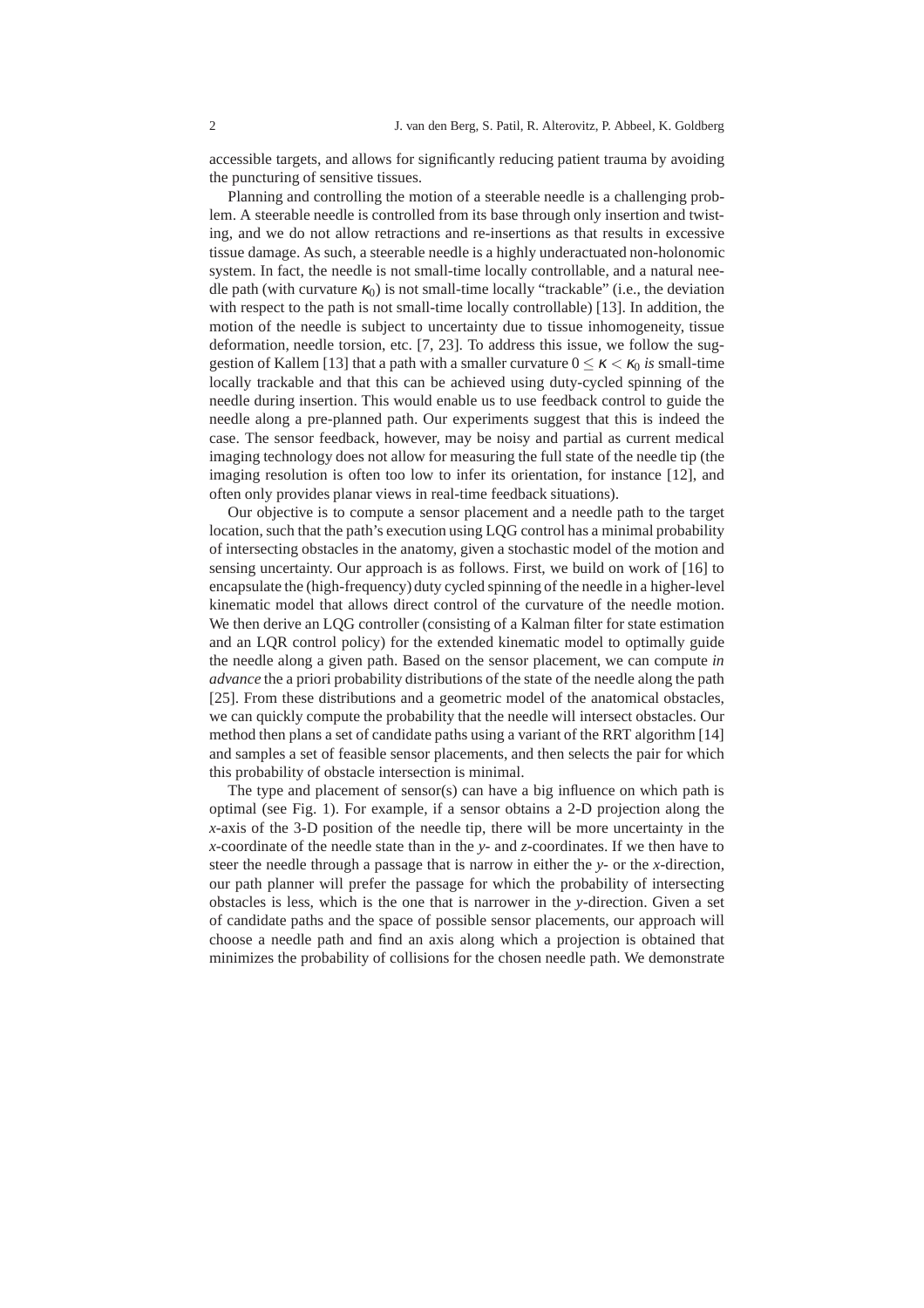accessible targets, and allows for significantly reducing patient trauma by avoiding the puncturing of sensitive tissues.

Planning and controlling the motion of a steerable needle is a challenging problem. A steerable needle is controlled from its base through only insertion and twisting, and we do not allow retractions and re-insertions as that results in excessive tissue damage. As such, a steerable needle is a highly underactuated non-holonomic system. In fact, the needle is not small-time locally controllable, and a natural needle path (with curvature $\kappa_0$) is not small-time locally "trackable" (i.e., the deviation with respect to the path is not small-time locally controllable) [13]. In addition, the motion of the needle is subject to uncertainty due to tissue inhomogeneity, tissue deformation, needle torsion, etc. [7, 23]. To address this issue, we follow the suggestion of Kallem [13] that a path with a smaller curvature $0 \leq \kappa < \kappa_0$ *is* small-time locally trackable and that this can be achieved using duty-cycled spinning of the needle during insertion. This would enable us to use feedback control to guide the needle along a pre-planned path. Our experiments suggest that this is indeed the case. The sensor feedback, however, may be noisy and partial as current medical imaging technology does not allow for measuring the full state of the needle tip (the imaging resolution is often too low to infer its orientation, for instance [12], and often only provides planar views in real-time feedback situations).

Our objective is to compute a sensor placement and a needle path to the target location, such that the path's execution using LQG control has a minimal probability of intersecting obstacles in the anatomy, given a stochastic model of the motion and sensing uncertainty. Our approach is as follows. First, we build on work of [16] to encapsulate the (high-frequency) duty cycled spinning of the needle in a higher-level kinematic model that allows direct control of the curvature of the needle motion. We then derive an LQG controller (consisting of a Kalman filter for state estimation and an LQR control policy) for the extended kinematic model to optimally guide the needle along a given path. Based on the sensor placement, we can compute *in advance* the a priori probability distributions of the state of the needle along the path [25]. From these distributions and a geometric model of the anatomical obstacles, we can quickly compute the probability that the needle will intersect obstacles. Our method then plans a set of candidate paths using a variant of the RRT algorithm [14] and samples a set of feasible sensor placements, and then selects the pair for which this probability of obstacle intersection is minimal.

The type and placement of sensor(s) can have a big influence on which path is optimal (see Fig. 1). For example, if a sensor obtains a 2-D projection along the *x*-axis of the 3-D position of the needle tip, there will be more uncertainty in the *x*-coordinate of the needle state than in the *y*- and *z*-coordinates. If we then have to steer the needle through a passage that is narrow in either the *y*- or the *x*-direction, our path planner will prefer the passage for which the probability of intersecting obstacles is less, which is the one that is narrower in the *y*-direction. Given a set of candidate paths and the space of possible sensor placements, our approach will choose a needle path and find an axis along which a projection is obtained that minimizes the probability of collisions for the chosen needle path. We demonstrate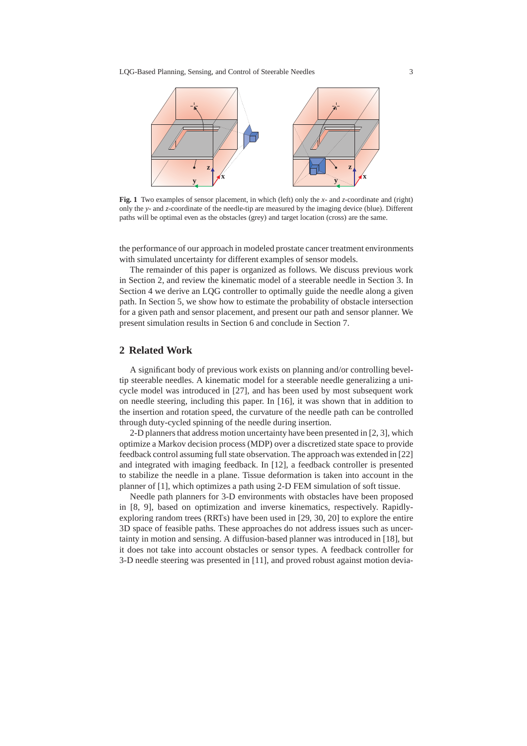**Fig. 1** Two examples of sensor placement, in which (left) only the $x$- and $z$-coordinate and (right) only the $y$- and $z$-coordinate of the needle-tip are measured by the imaging device (blue). Different paths will be optimal even as the obstacles (grey) and target location (cross) are the same.

the performance of our approach in modeled prostate cancer treatment environments with simulated uncertainty for different examples of sensor models.

The remainder of this paper is organized as follows. We discuss previous work in Section 2, and review the kinematic model of a steerable needle in Section 3. In Section 4 we derive an LQG controller to optimally guide the needle along a given path. In Section 5, we show how to estimate the probability of obstacle intersection for a given path and sensor placement, and present our path and sensor planner. We present simulation results in Section 6 and conclude in Section 7.

## 2 Related Work

A significant body of previous work exists on planning and/or controlling bevel-tip steerable needles. A kinematic model for a steerable needle generalizing a unicycle model was introduced in [27], and has been used by most subsequent work on needle steering, including this paper. In [16], it was shown that in addition to the insertion and rotation speed, the curvature of the needle path can be controlled through duty-cycled spinning of the needle during insertion.

2-D planners that address motion uncertainty have been presented in [2, 3], which optimize a Markov decision process (MDP) over a discretized state space to provide feedback control assuming full state observation. The approach was extended in [22] and integrated with imaging feedback. In [12], a feedback controller is presented to stabilize the needle in a plane. Tissue deformation is taken into account in the planner of [1], which optimizes a path using 2-D FEM simulation of soft tissue.

Needle path planners for 3-D environments with obstacles have been proposed in [8, 9], based on optimization and inverse kinematics, respectively. Rapidly-exploring random trees (RRTs) have been used in [29, 30, 20] to explore the entire 3D space of feasible paths. These approaches do not address issues such as uncertainty in motion and sensing. A diffusion-based planner was introduced in [18], but it does not take into account obstacles or sensor types. A feedback controller for 3-D needle steering was presented in [11], and proved robust against motion devia-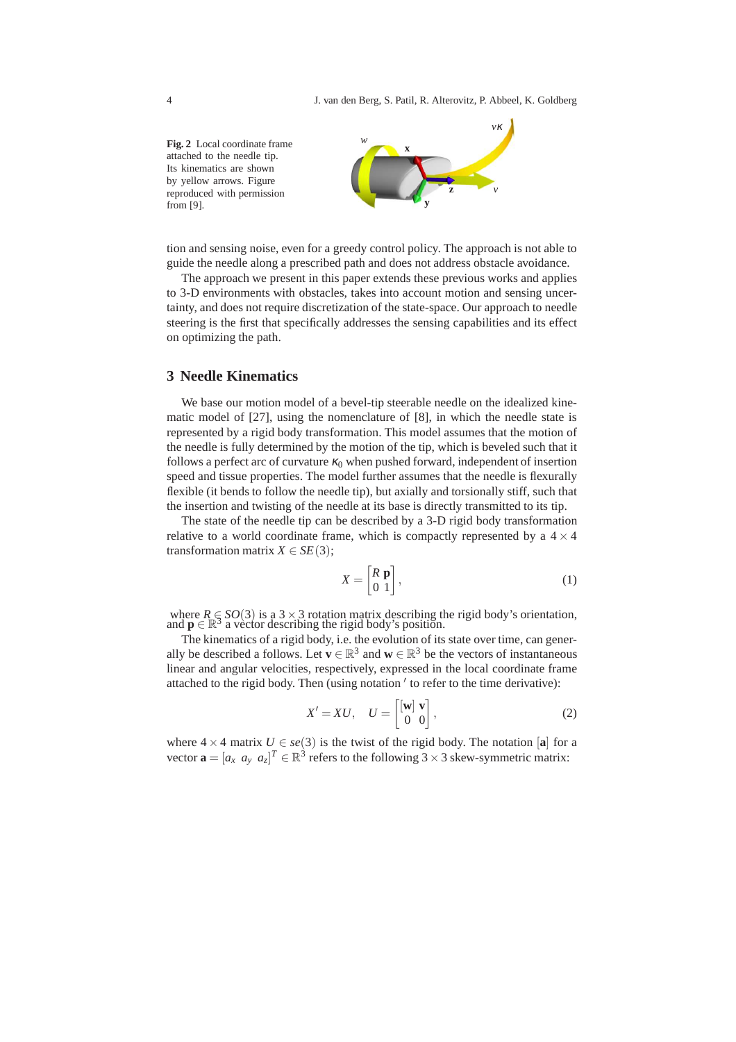**Fig. 2** Local coordinate frame attached to the needle tip. Its kinematics are shown by yellow arrows. Figure reproduced with permission from [9].

tion and sensing noise, even for a greedy control policy. The approach is not able to guide the needle along a prescribed path and does not address obstacle avoidance.

The approach we present in this paper extends these previous works and applies to 3-D environments with obstacles, takes into account motion and sensing uncertainty, and does not require discretization of the state-space. Our approach to needle steering is the first that specifically addresses the sensing capabilities and its effect on optimizing the path.

## 3 Needle Kinematics

We base our motion model of a bevel-tip steerable needle on the idealized kinematic model of [27], using the nomenclature of [8], in which the needle state is represented by a rigid body transformation. This model assumes that the motion of the needle is fully determined by the motion of the tip, which is beveled such that it follows a perfect arc of curvature $\kappa_0$ when pushed forward, independent of insertion speed and tissue properties. The model further assumes that the needle is flexurally flexible (it bends to follow the needle tip), but axially and torsionally stiff, such that the insertion and twisting of the needle at its base is directly transmitted to its tip.

The state of the needle tip can be described by a 3-D rigid body transformation relative to a world coordinate frame, which is compactly represented by a $4 \times 4$ transformation matrix $X \in SE(3)$;

$$X = \begin{bmatrix} R & \mathbf{p} \\ 0 & 1 \end{bmatrix}, \tag{1}$$

where $R \in SO(3)$ is a $3 \times 3$ rotation matrix describing the rigid body's orientation, and $\mathbf{p} \in \mathbb{R}^3$ a vector describing the rigid body's position.

The kinematics of a rigid body, i.e. the evolution of its state over time, can generally be described a follows. Let $\mathbf{v} \in \mathbb{R}^3$ and $\mathbf{w} \in \mathbb{R}^3$ be the vectors of instantaneous linear and angular velocities, respectively, expressed in the local coordinate frame attached to the rigid body. Then (using notation $'$ to refer to the time derivative):

$$X' = XU, \quad U = \begin{bmatrix} [\mathbf{w}] & \mathbf{v} \\ 0 & 0 \end{bmatrix}, \tag{2}$$

where $4 \times 4$ matrix $U \in se(3)$ is the twist of the rigid body. The notation $[\mathbf{a}]$ for a vector $\mathbf{a} = [a_x \ a_y \ a_z]^T \in \mathbb{R}^3$ refers to the following $3 \times 3$ skew-symmetric matrix: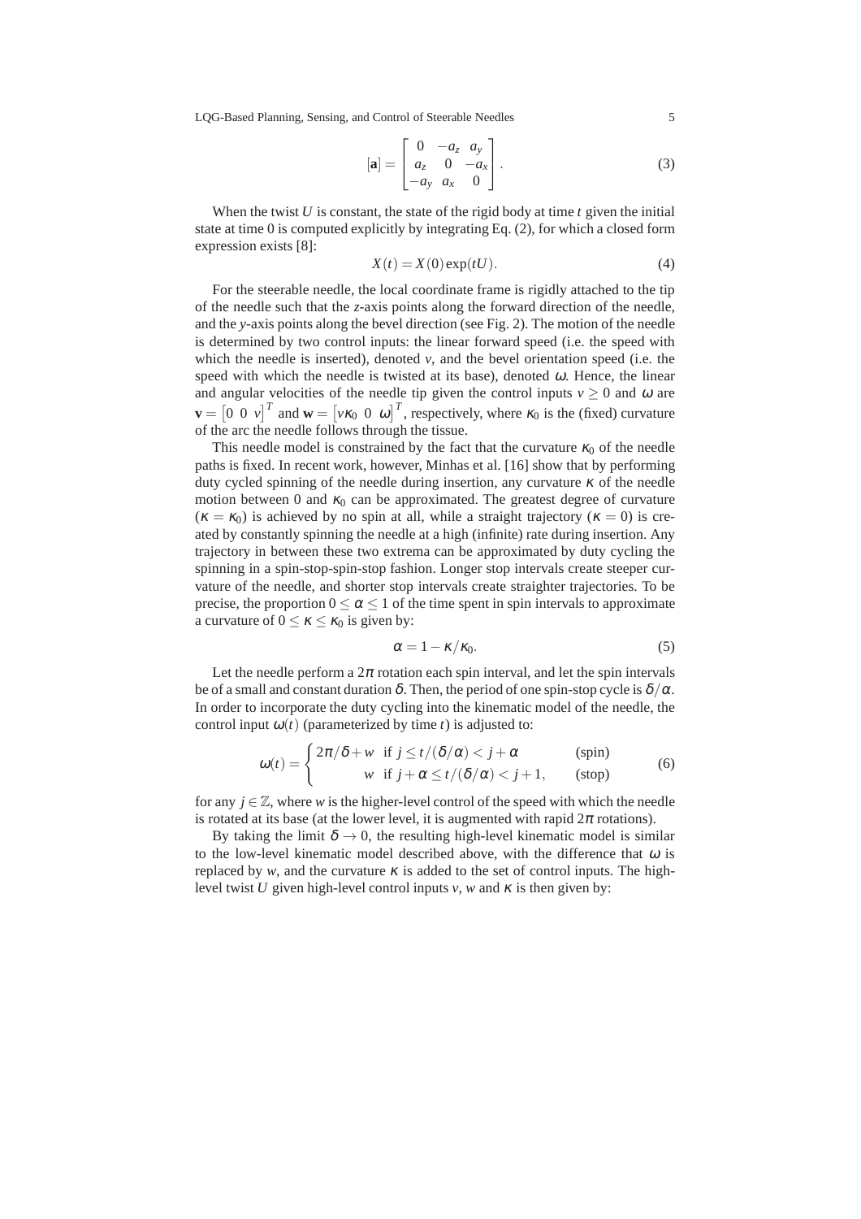$$[\mathbf{a}] = \begin{bmatrix} 0 & -a_z & a_y \\ a_z & 0 & -a_x \\ -a_y & a_x & 0 \end{bmatrix}. \tag{3}$$

When the twist $U$ is constant, the state of the rigid body at time $t$ given the initial state at time 0 is computed explicitly by integrating Eq. (2), for which a closed form expression exists [8]:

$$X(t) = X(0)\exp(tU). \tag{4}$$

For the steerable needle, the local coordinate frame is rigidly attached to the tip of the needle such that the $z$-axis points along the forward direction of the needle, and the $y$-axis points along the bevel direction (see Fig. 2). The motion of the needle is determined by two control inputs: the linear forward speed (i.e. the speed with which the needle is inserted), denoted $v$, and the bevel orientation speed (i.e. the speed with which the needle is twisted at its base), denoted $\omega$. Hence, the linear and angular velocities of the needle tip given the control inputs $v \geq 0$ and $\omega$ are $\mathbf{v} = \begin{bmatrix} 0 & 0 & v \end{bmatrix}^T$ and $\mathbf{w} = \begin{bmatrix} v\kappa_0 & 0 & \omega \end{bmatrix}^T$, respectively, where $\kappa_0$ is the (fixed) curvature of the arc the needle follows through the tissue.

This needle model is constrained by the fact that the curvature $\kappa_0$ of the needle paths is fixed. In recent work, however, Minhas et al. [16] show that by performing duty cycled spinning of the needle during insertion, any curvature $\kappa$ of the needle motion between 0 and $\kappa_0$ can be approximated. The greatest degree of curvature ($\kappa = \kappa_0$) is achieved by no spin at all, while a straight trajectory ($\kappa = 0$) is created by constantly spinning the needle at a high (infinite) rate during insertion. Any trajectory in between these two extrema can be approximated by duty cycling the spinning in a spin-stop-spin-stop fashion. Longer stop intervals create steeper curvature of the needle, and shorter stop intervals create straighter trajectories. To be precise, the proportion $0 \leq \alpha \leq 1$ of the time spent in spin intervals to approximate a curvature of $0 \leq \kappa \leq \kappa_0$ is given by:

$$\alpha = 1 - \kappa/\kappa_0. \tag{5}$$

Let the needle perform a $2\pi$ rotation each spin interval, and let the spin intervals be of a small and constant duration $\delta$. Then, the period of one spin-stop cycle is $\delta/\alpha$. In order to incorporate the duty cycling into the kinematic model of the needle, the control input $\omega(t)$ (parameterized by time $t$) is adjusted to:

$$\omega(t) = \begin{cases} 2\pi/\delta + w & \text{if } j \leq t/(\delta/\alpha) < j + \alpha \qquad \text{(spin)} \\ w & \text{if } j + \alpha \leq t/(\delta/\alpha) < j + 1, \qquad \text{(stop)} \end{cases} \tag{6}$$

for any $j \in \mathbb{Z}$, where $w$ is the higher-level control of the speed with which the needle is rotated at its base (at the lower level, it is augmented with rapid $2\pi$ rotations).

By taking the limit $\delta \to 0$, the resulting high-level kinematic model is similar to the low-level kinematic model described above, with the difference that $\omega$ is replaced by $w$, and the curvature $\kappa$ is added to the set of control inputs. The high-level twist $U$ given high-level control inputs $v$, $w$ and $\kappa$ is then given by: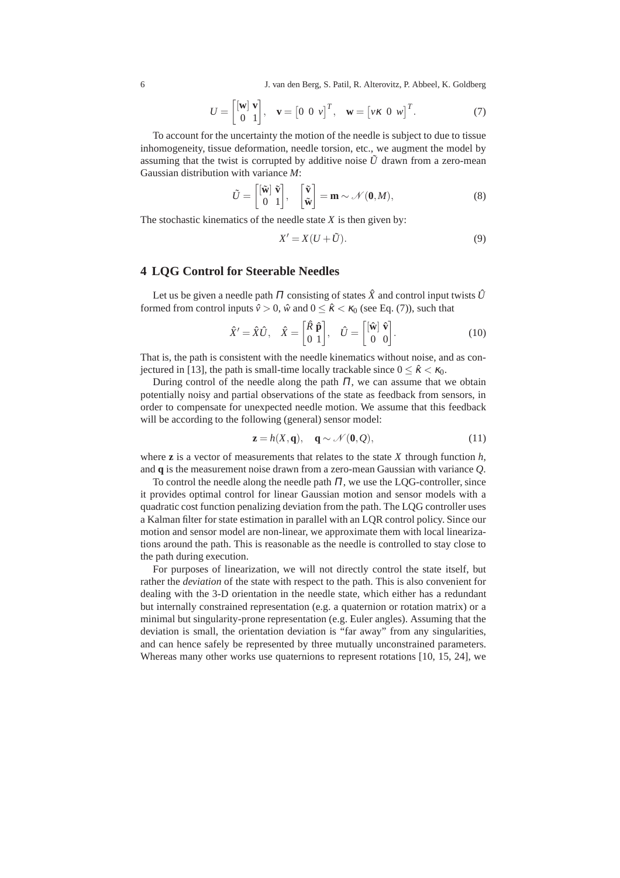$$U = \begin{bmatrix} [\mathbf{w}] & \mathbf{v} \\ 0 & 1 \end{bmatrix}, \quad \mathbf{v} = \begin{bmatrix} 0 & 0 & v \end{bmatrix}^T, \quad \mathbf{w} = \begin{bmatrix} v\kappa & 0 & w \end{bmatrix}^T. \tag{7}$$

To account for the uncertainty the motion of the needle is subject to due to tissue inhomogeneity, tissue deformation, needle torsion, etc., we augment the model by assuming that the twist is corrupted by additive noise $\tilde{U}$ drawn from a zero-mean Gaussian distribution with variance $M$:

$$\tilde{U} = \begin{bmatrix} [\tilde{\mathbf{w}}] & \tilde{\mathbf{v}} \\ 0 & 1 \end{bmatrix}, \quad \begin{bmatrix} \tilde{\mathbf{v}} \\ \tilde{\mathbf{w}} \end{bmatrix} = \mathbf{m} \sim \mathscr{N}(\mathbf{0}, M), \tag{8}$$

The stochastic kinematics of the needle state $X$ is then given by:

$$X' = X(U + \tilde{U}). \tag{9}$$

## 4 LQG Control for Steerable Needles

Let us be given a needle path $\Pi$ consisting of states $\hat{X}$ and control input twists $\hat{U}$ formed from control inputs $\hat{v} > 0$, $\hat{w}$ and $0 \leq \hat{\kappa} < \kappa_0$ (see Eq. (7)), such that

$$\hat{X}' = \hat{X}\hat{U}, \quad \hat{X} = \begin{bmatrix} \hat{R} & \hat{\mathbf{p}} \\ 0 & 1 \end{bmatrix}, \quad \hat{U} = \begin{bmatrix} [\hat{\mathbf{w}}] & \hat{\mathbf{v}} \\ 0 & 0 \end{bmatrix}. \tag{10}$$

That is, the path is consistent with the needle kinematics without noise, and as conjectured in [13], the path is small-time locally trackable since $0 \leq \hat{\kappa} < \kappa_0$.

During control of the needle along the path $\Pi$, we can assume that we obtain potentially noisy and partial observations of the state as feedback from sensors, in order to compensate for unexpected needle motion. We assume that this feedback will be according to the following (general) sensor model:

$$\mathbf{z} = h(X, \mathbf{q}), \quad \mathbf{q} \sim \mathscr{N}(\mathbf{0}, Q), \tag{11}$$

where $\mathbf{z}$ is a vector of measurements that relates to the state $X$ through function $h$, and $\mathbf{q}$ is the measurement noise drawn from a zero-mean Gaussian with variance $Q$.

To control the needle along the needle path $\Pi$, we use the LQG-controller, since it provides optimal control for linear Gaussian motion and sensor models with a quadratic cost function penalizing deviation from the path. The LQG controller uses a Kalman filter for state estimation in parallel with an LQR control policy. Since our motion and sensor model are non-linear, we approximate them with local linearizations around the path. This is reasonable as the needle is controlled to stay close to the path during execution.

For purposes of linearization, we will not directly control the state itself, but rather the *deviation* of the state with respect to the path. This is also convenient for dealing with the 3-D orientation in the needle state, which either has a redundant but internally constrained representation (e.g. a quaternion or rotation matrix) or a minimal but singularity-prone representation (e.g. Euler angles). Assuming that the deviation is small, the orientation deviation is "far away" from any singularities, and can hence safely be represented by three mutually unconstrained parameters. Whereas many other works use quaternions to represent rotations [10, 15, 24], we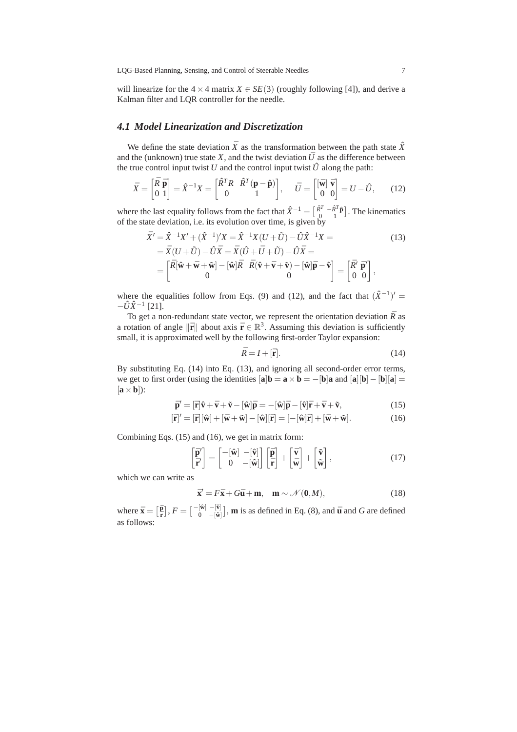will linearize for the $4 \times 4$ matrix $X \in SE(3)$ (roughly following [4]), and derive a Kalman filter and LQR controller for the needle.

### *4.1 Model Linearization and Discretization*

We define the state deviation $\bar{X}$ as the transformation between the path state $\hat{X}$ and the (unknown) true state $X$, and the twist deviation $\bar{U}$ as the difference between the true control input twist $U$ and the control input twist $\hat{U}$ along the path:

$$\bar{X} = \begin{bmatrix} \bar{R} & \bar{\mathbf{p}} \\ 0 & 1 \end{bmatrix} = \hat{X}^{-1}X = \begin{bmatrix} \hat{R}^T R & \hat{R}^T(\mathbf{p} - \hat{\mathbf{p}}) \\ 0 & 1 \end{bmatrix}, \quad \bar{U} = \begin{bmatrix} [\bar{\mathbf{w}}] & \bar{\mathbf{v}} \\ 0 & 0 \end{bmatrix} = U - \hat{U}, \tag{12}$$

where the last equality follows from the fact that $\hat{X}^{-1} = \left[\begin{smallmatrix} \hat{R}^T & -\hat{R}^T\hat{\mathbf{p}} \\ 0 & 1 \end{smallmatrix}\right]$. The kinematics of the state deviation, i.e. its evolution over time, is given by

$$\begin{aligned} \bar{X}' &= \hat{X}^{-1}X' + (\hat{X}^{-1})'X = \hat{X}^{-1}X(U + \tilde{U}) - \hat{U}\hat{X}^{-1}X = \\ &= \bar{X}(U + \tilde{U}) - \hat{U}\bar{X} = \bar{X}(\hat{U} + \bar{U} + \tilde{U}) - \hat{U}\bar{X} = \\ &= \begin{bmatrix} \bar{R}[\hat{\mathbf{w}} + \bar{\mathbf{w}} + \tilde{\mathbf{w}}] - [\hat{\mathbf{w}}]\bar{R} & \bar{R}(\hat{\mathbf{v}} + \bar{\mathbf{v}} + \tilde{\mathbf{v}}) - [\hat{\mathbf{w}}]\bar{\mathbf{p}} - \hat{\mathbf{v}} \\ 0 & 0 \end{bmatrix} = \begin{bmatrix} \bar{R}' & \bar{\mathbf{p}}' \\ 0 & 0 \end{bmatrix}, \end{aligned} \tag{13}$$

where the equalities follow from Eqs. (9) and (12), and the fact that $(\hat{X}^{-1})' = -\hat{U}\hat{X}^{-1}$ [21].

To get a non-redundant state vector, we represent the orientation deviation $\bar{R}$ as a rotation of angle $\|\bar{\mathbf{r}}\|$ about axis $\bar{\mathbf{r}} \in \mathbb{R}^3$. Assuming this deviation is sufficiently small, it is approximated well by the following first-order Taylor expansion:

$$\bar{R} = I + [\bar{\mathbf{r}}]. \tag{14}$$

By substituting Eq. (14) into Eq. (13), and ignoring all second-order error terms, we get to first order (using the identities $[\mathbf{a}]\mathbf{b} = \mathbf{a} \times \mathbf{b} = -[\mathbf{b}]\mathbf{a}$ and $[\mathbf{a}][\mathbf{b}] - [\mathbf{b}][\mathbf{a}] = [\mathbf{a} \times \mathbf{b}]$):

$$\bar{\mathbf{p}}' = [\bar{\mathbf{r}}]\hat{\mathbf{v}} + \bar{\mathbf{v}} + \tilde{\mathbf{v}} - [\hat{\mathbf{w}}]\bar{\mathbf{p}} = -[\hat{\mathbf{w}}]\bar{\mathbf{p}} - [\hat{\mathbf{v}}]\bar{\mathbf{r}} + \bar{\mathbf{v}} + \tilde{\mathbf{v}}, \tag{15}$$

$$[\bar{\mathbf{r}}]' = [\bar{\mathbf{r}}][\hat{\mathbf{w}}] + [\bar{\mathbf{w}} + \tilde{\mathbf{w}}] - [\hat{\mathbf{w}}][\bar{\mathbf{r}}] = [-[\hat{\mathbf{w}}]\bar{\mathbf{r}}] + [\bar{\mathbf{w}} + \tilde{\mathbf{w}}]. \tag{16}$$

Combining Eqs. (15) and (16), we get in matrix form:

$$\begin{bmatrix} \bar{\mathbf{p}}' \\ \bar{\mathbf{r}}' \end{bmatrix} = \begin{bmatrix} -[\hat{\mathbf{w}}] & -[\hat{\mathbf{v}}] \\ 0 & -[\hat{\mathbf{w}}] \end{bmatrix} \begin{bmatrix} \bar{\mathbf{p}} \\ \bar{\mathbf{r}} \end{bmatrix} + \begin{bmatrix} \bar{\mathbf{v}} \\ \bar{\mathbf{w}} \end{bmatrix} + \begin{bmatrix} \tilde{\mathbf{v}} \\ \tilde{\mathbf{w}} \end{bmatrix}, \tag{17}$$

which we can write as

$$\bar{\mathbf{x}}' = F\bar{\mathbf{x}} + G\bar{\mathbf{u}} + \mathbf{m}, \quad \mathbf{m} \sim \mathcal{N}(\mathbf{0}, M), \tag{18}$$

where $\bar{\mathbf{x}} = \left[\begin{smallmatrix} \bar{\mathbf{p}} \\ \bar{\mathbf{r}} \end{smallmatrix}\right]$, $F = \left[\begin{smallmatrix} -[\hat{\mathbf{w}}] & -[\hat{\mathbf{v}}] \\ 0 & -[\hat{\mathbf{w}}] \end{smallmatrix}\right]$, $\mathbf{m}$ is as defined in Eq. (8), and $\bar{\mathbf{u}}$ and $G$ are defined as follows: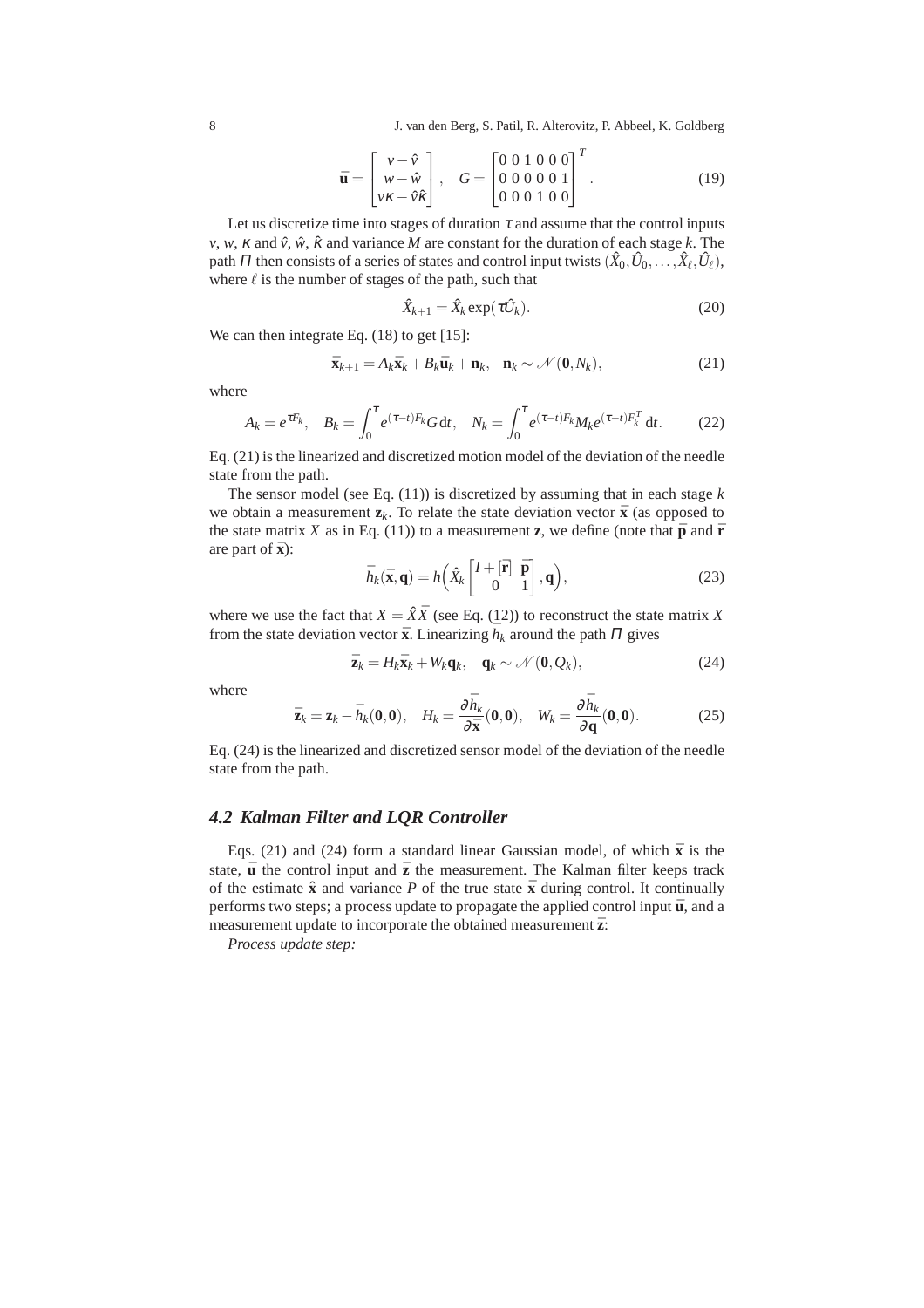$$\bar{\mathbf{u}} = \begin{bmatrix} v - \hat{v} \\ w - \hat{w} \\ v\kappa - \hat{v}\hat{\kappa} \end{bmatrix}, \quad G = \begin{bmatrix} 0 & 0 & 1 & 0 & 0 & 0 \\ 0 & 0 & 0 & 0 & 0 & 1 \\ 0 & 0 & 0 & 1 & 0 & 0 \end{bmatrix}^T. \tag{19}$$

Let us discretize time into stages of duration $\tau$ and assume that the control inputs $v$, $w$, $\kappa$ and $\hat{v}$, $\hat{w}$, $\hat{\kappa}$ and variance $M$ are constant for the duration of each stage $k$. The path $\Pi$ then consists of a series of states and control input twists $(\hat{X}_0, \hat{U}_0, \ldots, \hat{X}_\ell, \hat{U}_\ell)$, where $\ell$ is the number of stages of the path, such that

$$\hat{X}_{k+1} = \hat{X}_k \exp(\tau \hat{U}_k). \tag{20}$$

We can then integrate Eq. (18) to get [15]:

$$\bar{\mathbf{x}}_{k+1} = A_k \bar{\mathbf{x}}_k + B_k \bar{\mathbf{u}}_k + \mathbf{n}_k, \quad \mathbf{n}_k \sim \mathcal{N}(\mathbf{0}, N_k), \tag{21}$$

where

$$A_k = e^{\tau F_k}, \quad B_k = \int_0^\tau e^{(\tau - t)F_k} G \, \mathrm{d}t, \quad N_k = \int_0^\tau e^{(\tau - t)F_k} M_k e^{(\tau - t)F_k^T} \, \mathrm{d}t. \tag{22}$$

Eq. (21) is the linearized and discretized motion model of the deviation of the needle state from the path.

The sensor model (see Eq. (11)) is discretized by assuming that in each stage $k$ we obtain a measurement $\mathbf{z}_k$. To relate the state deviation vector $\bar{\mathbf{x}}$ (as opposed to the state matrix $X$ as in Eq. (11)) to a measurement $\mathbf{z}$, we define (note that $\bar{\mathbf{p}}$ and $\bar{\mathbf{r}}$ are part of $\bar{\mathbf{x}}$):

$$\bar{h}_k(\bar{\mathbf{x}}, \mathbf{q}) = h\Big(\hat{X}_k \begin{bmatrix} I + [\bar{\mathbf{r}}] & \bar{\mathbf{p}} \\ 0 & 1 \end{bmatrix}, \mathbf{q}\Big), \tag{23}$$

where we use the fact that $X = \hat{X}\bar{X}$ (see Eq. (12)) to reconstruct the state matrix $X$ from the state deviation vector $\bar{\mathbf{x}}$. Linearizing $\bar{h}_k$ around the path $\Pi$ gives

$$\bar{\mathbf{z}}_k = H_k \bar{\mathbf{x}}_k + W_k \mathbf{q}_k, \quad \mathbf{q}_k \sim \mathcal{N}(\mathbf{0}, Q_k), \tag{24}$$

where

$$\bar{\mathbf{z}}_k = \mathbf{z}_k - \bar{h}_k(\mathbf{0}, \mathbf{0}), \quad H_k = \frac{\partial \bar{h}_k}{\partial \bar{\mathbf{x}}}(\mathbf{0}, \mathbf{0}), \quad W_k = \frac{\partial \bar{h}_k}{\partial \mathbf{q}}(\mathbf{0}, \mathbf{0}). \tag{25}$$

Eq. (24) is the linearized and discretized sensor model of the deviation of the needle state from the path.

### *4.2 Kalman Filter and LQR Controller*

Eqs. (21) and (24) form a standard linear Gaussian model, of which $\bar{\mathbf{x}}$ is the state, $\bar{\mathbf{u}}$ the control input and $\bar{\mathbf{z}}$ the measurement. The Kalman filter keeps track of the estimate $\hat{\mathbf{x}}$ and variance $P$ of the true state $\bar{\mathbf{x}}$ during control. It continually performs two steps; a process update to propagate the applied control input $\bar{\mathbf{u}}$, and a measurement update to incorporate the obtained measurement $\bar{\mathbf{z}}$:

*Process update step:*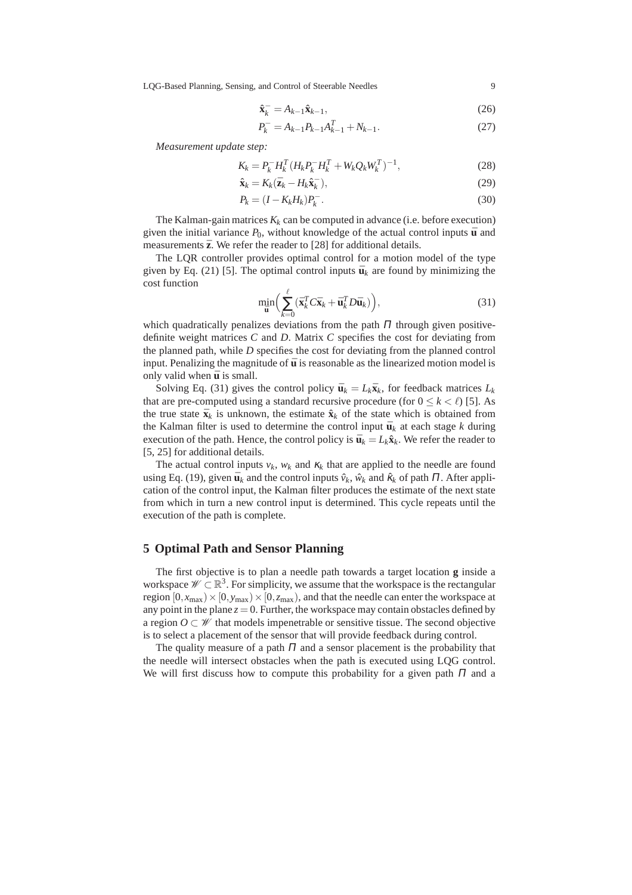$$\hat{\mathbf{x}}_k^- = A_{k-1}\hat{\mathbf{x}}_{k-1}, \tag{26}$$

$$P_k^- = A_{k-1}P_{k-1}A_{k-1}^T + N_{k-1}. \tag{27}$$

*Measurement update step:*

$$K_k = P_k^- H_k^T (H_k P_k^- H_k^T + W_k Q_k W_k^T)^{-1}, \tag{28}$$

$$\hat{\mathbf{x}}_k = K_k(\bar{\mathbf{z}}_k - H_k \hat{\mathbf{x}}_k^-), \tag{29}$$

$$P_k = (I - K_k H_k)P_k^-. \tag{30}$$

The Kalman-gain matrices $K_k$ can be computed in advance (i.e. before execution) given the initial variance $P_0$, without knowledge of the actual control inputs $\bar{\mathbf{u}}$ and measurements $\bar{\mathbf{z}}$. We refer the reader to [28] for additional details.

The LQR controller provides optimal control for a motion model of the type given by Eq. (21) [5]. The optimal control inputs $\bar{\mathbf{u}}_k$ are found by minimizing the cost function

$$\min_{\bar{\mathbf{u}}}\Big(\sum_{k=0}^{\ell}(\bar{\mathbf{x}}_k^T C \bar{\mathbf{x}}_k + \bar{\mathbf{u}}_k^T D \bar{\mathbf{u}}_k)\Big), \tag{31}$$

which quadratically penalizes deviations from the path $\Pi$ through given positive-definite weight matrices $C$ and $D$. Matrix $C$ specifies the cost for deviating from the planned path, while $D$ specifies the cost for deviating from the planned control input. Penalizing the magnitude of $\bar{\mathbf{u}}$ is reasonable as the linearized motion model is only valid when $\bar{\mathbf{u}}$ is small.

Solving Eq. (31) gives the control policy $\bar{\mathbf{u}}_k = L_k \bar{\mathbf{x}}_k$, for feedback matrices $L_k$ that are pre-computed using a standard recursive procedure (for $0 \le k < \ell$) [5]. As the true state $\bar{\mathbf{x}}_k$ is unknown, the estimate $\hat{\mathbf{x}}_k$ of the state which is obtained from the Kalman filter is used to determine the control input $\bar{\mathbf{u}}_k$ at each stage $k$ during execution of the path. Hence, the control policy is $\bar{\mathbf{u}}_k = L_k \hat{\mathbf{x}}_k$. We refer the reader to [5, 25] for additional details.

The actual control inputs $v_k$, $w_k$ and $\kappa_k$ that are applied to the needle are found using Eq. (19), given $\bar{\mathbf{u}}_k$ and the control inputs $\hat{v}_k$, $\hat{w}_k$ and $\hat{\kappa}_k$ of path $\Pi$. After application of the control input, the Kalman filter produces the estimate of the next state from which in turn a new control input is determined. This cycle repeats until the execution of the path is complete.

## 5 Optimal Path and Sensor Planning

The first objective is to plan a needle path towards a target location $\mathbf{g}$ inside a workspace $\mathscr{W} \subset \mathbb{R}^3$. For simplicity, we assume that the workspace is the rectangular region $[0, x_{\max}) \times [0, y_{\max}) \times [0, z_{\max})$, and that the needle can enter the workspace at any point in the plane $z = 0$. Further, the workspace may contain obstacles defined by a region $O \subset \mathscr{W}$ that models impenetrable or sensitive tissue. The second objective is to select a placement of the sensor that will provide feedback during control.

The quality measure of a path $\Pi$ and a sensor placement is the probability that the needle will intersect obstacles when the path is executed using LQG control. We will first discuss how to compute this probability for a given path $\Pi$ and a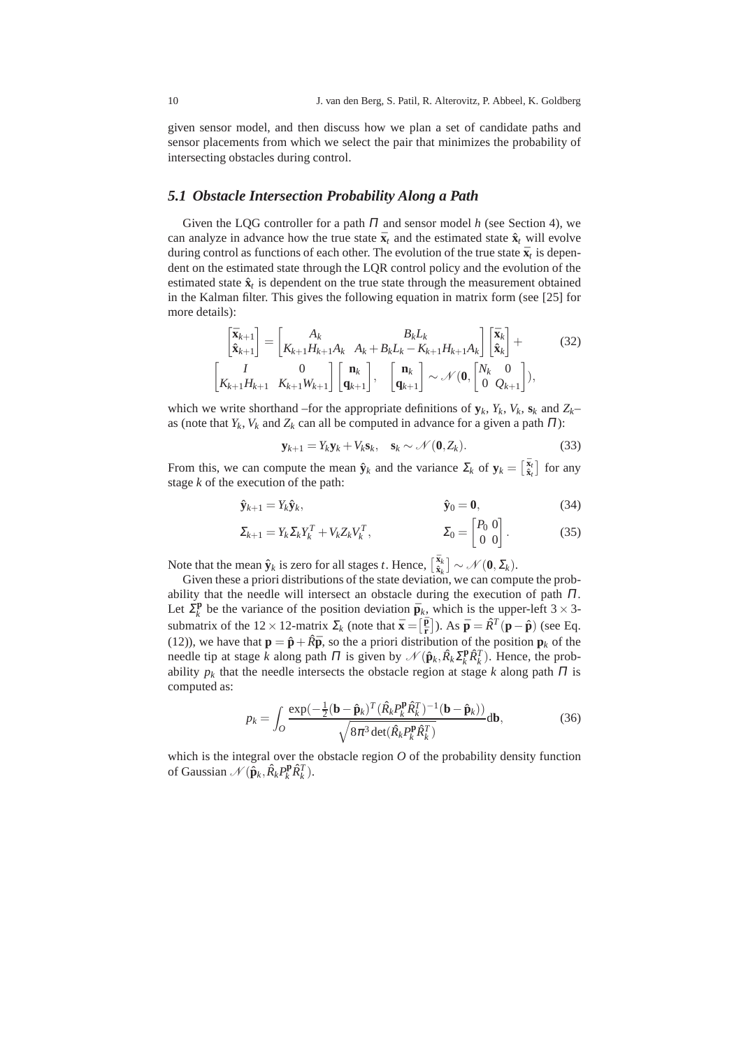given sensor model, and then discuss how we plan a set of candidate paths and sensor placements from which we select the pair that minimizes the probability of intersecting obstacles during control.

### *5.1 Obstacle Intersection Probability Along a Path*

Given the LQG controller for a path $\Pi$ and sensor model $h$ (see Section 4), we can analyze in advance how the true state $\bar{\mathbf{x}}_t$ and the estimated state $\hat{\mathbf{x}}_t$ will evolve during control as functions of each other. The evolution of the true state $\bar{\mathbf{x}}_t$ is dependent on the estimated state through the LQR control policy and the evolution of the estimated state $\hat{\mathbf{x}}_t$ is dependent on the true state through the measurement obtained in the Kalman filter. This gives the following equation in matrix form (see [25] for more details):

$$\begin{bmatrix}\bar{\mathbf{x}}_{k+1}\\ \hat{\mathbf{x}}_{k+1}\end{bmatrix} = \begin{bmatrix} A_k & B_kL_k \\ K_{k+1}H_{k+1}A_k & A_k + B_kL_k - K_{k+1}H_{k+1}A_k \end{bmatrix}\begin{bmatrix}\bar{\mathbf{x}}_{k}\\ \hat{\mathbf{x}}_{k}\end{bmatrix} + \tag{32}$$
$$\begin{bmatrix} I & 0 \\ K_{k+1}H_{k+1} & K_{k+1}W_{k+1}\end{bmatrix}\begin{bmatrix}\mathbf{n}_k \\ \mathbf{q}_{k+1}\end{bmatrix}, \quad \begin{bmatrix}\mathbf{n}_k \\ \mathbf{q}_{k+1}\end{bmatrix} \sim \mathcal{N}(\mathbf{0}, \begin{bmatrix} N_k & 0 \\ 0 & Q_{k+1}\end{bmatrix}),$$

which we write shorthand –for the appropriate definitions of $\mathbf{y}_k$, $Y_k$, $V_k$, $\mathbf{s}_k$ and $Z_k$– as (note that $Y_k$, $V_k$ and $Z_k$ can all be computed in advance for a given a path $\Pi$):

$$\mathbf{y}_{k+1} = Y_k\mathbf{y}_k + V_k\mathbf{s}_k, \quad \mathbf{s}_k \sim \mathcal{N}(\mathbf{0}, Z_k). \tag{33}$$

From this, we can compute the mean $\hat{\mathbf{y}}_k$ and the variance $\Sigma_k$ of $\mathbf{y}_k = \left[\begin{smallmatrix}\bar{\mathbf{x}}_t \\ \hat{\mathbf{x}}_t\end{smallmatrix}\right]$ for any stage $k$ of the execution of the path:

$$\hat{\mathbf{y}}_{k+1} = Y_k\hat{\mathbf{y}}_k, \qquad \hat{\mathbf{y}}_0 = \mathbf{0}, \tag{34}$$

$$\Sigma_{k+1} = Y_k\Sigma_kY_k^T + V_kZ_kV_k^T, \qquad \Sigma_0 = \begin{bmatrix} P_0 & 0 \\ 0 & 0\end{bmatrix}. \tag{35}$$

Note that the mean $\hat{\mathbf{y}}_k$ is zero for all stages $t$. Hence, $\left[\begin{smallmatrix}\bar{\mathbf{x}}_k \\ \hat{\mathbf{x}}_k\end{smallmatrix}\right] \sim \mathcal{N}(\mathbf{0}, \Sigma_k)$.

Given these a priori distributions of the state deviation, we can compute the probability that the needle will intersect an obstacle during the execution of path $\Pi$. Let $\Sigma_k^{\mathbf{p}}$ be the variance of the position deviation $\bar{\mathbf{p}}_k$, which is the upper-left $3 \times 3$-submatrix of the $12 \times 12$-matrix $\Sigma_k$ (note that $\bar{\mathbf{x}} = \left[\begin{smallmatrix}\bar{\mathbf{p}} \\ \bar{\mathbf{r}}\end{smallmatrix}\right]$). As $\bar{\mathbf{p}} = \hat{R}^T(\mathbf{p} - \hat{\mathbf{p}})$ (see Eq. (12)), we have that $\mathbf{p} = \hat{\mathbf{p}} + \hat{R}\bar{\mathbf{p}}$, so the a priori distribution of the position $\mathbf{p}_k$ of the needle tip at stage $k$ along path $\Pi$ is given by $\mathcal{N}(\hat{\mathbf{p}}_k, \hat{R}_k\Sigma_k^{\mathbf{p}}\hat{R}_k^T)$. Hence, the probability $p_k$ that the needle intersects the obstacle region at stage $k$ along path $\Pi$ is computed as:

$$p_k = \int_O \frac{\exp(-\frac{1}{2}(\mathbf{b} - \hat{\mathbf{p}}_k)^T(\hat{R}_kP_k^{\mathbf{p}}\hat{R}_k^T)^{-1}(\mathbf{b} - \hat{\mathbf{p}}_k))}{\sqrt{8\pi^3\det(\hat{R}_kP_k^{\mathbf{p}}\hat{R}_k^T)}}d\mathbf{b}, \tag{36}$$

which is the integral over the obstacle region $O$ of the probability density function of Gaussian $\mathcal{N}(\hat{\mathbf{p}}_k, \hat{R}_kP_k^{\mathbf{p}}\hat{R}_k^T)$.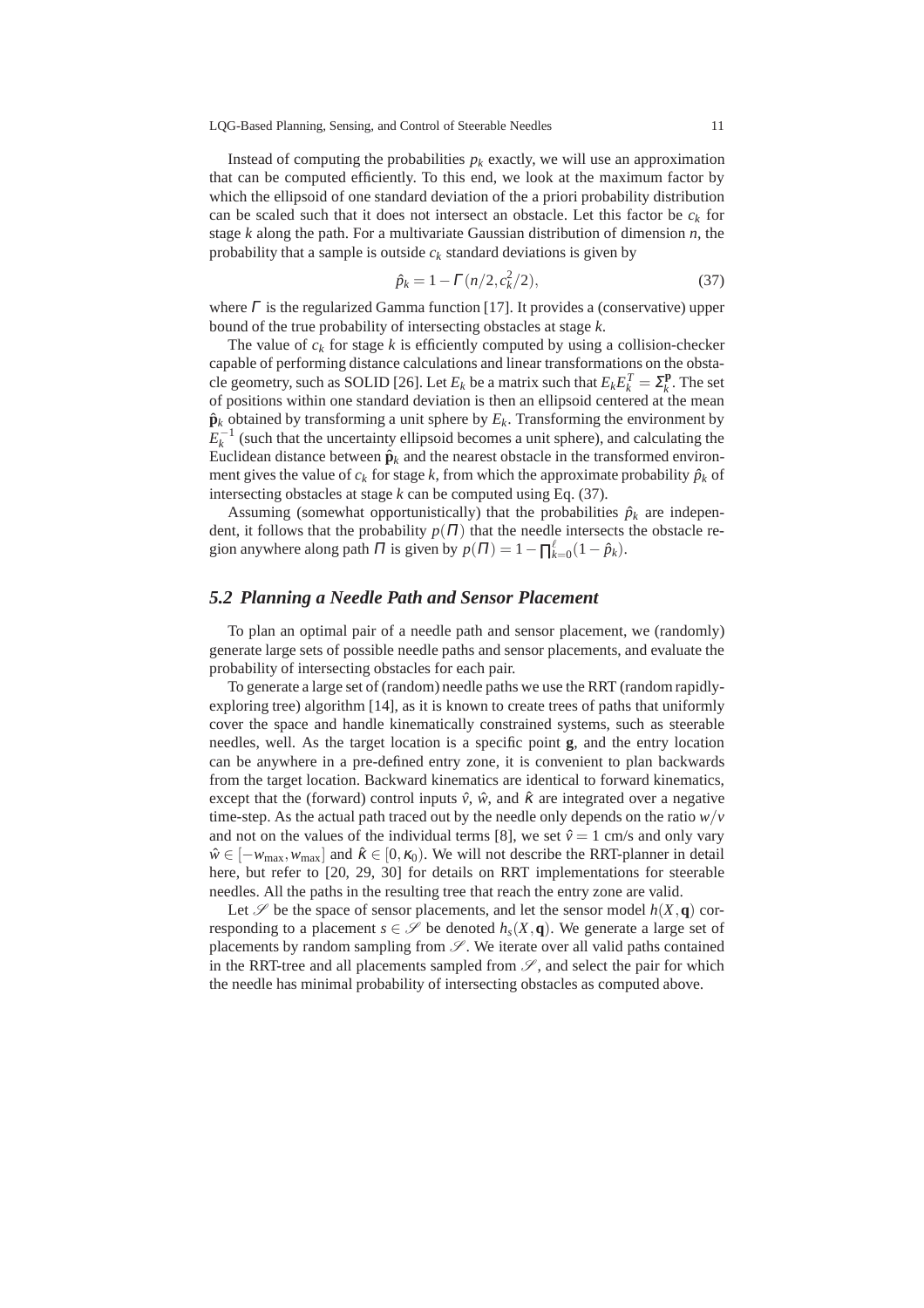Instead of computing the probabilities $p_k$ exactly, we will use an approximation that can be computed efficiently. To this end, we look at the maximum factor by which the ellipsoid of one standard deviation of the a priori probability distribution can be scaled such that it does not intersect an obstacle. Let this factor be $c_k$ for stage $k$ along the path. For a multivariate Gaussian distribution of dimension $n$, the probability that a sample is outside $c_k$ standard deviations is given by

$$\hat{p}_k = 1 - \Gamma(n/2, c_k^2/2), \tag{37}$$

where $\Gamma$ is the regularized Gamma function [17]. It provides a (conservative) upper bound of the true probability of intersecting obstacles at stage $k$.

The value of $c_k$ for stage $k$ is efficiently computed by using a collision-checker capable of performing distance calculations and linear transformations on the obstacle geometry, such as SOLID [26]. Let $E_k$ be a matrix such that $E_k E_k^T = \Sigma_k^{\mathbf{p}}$. The set of positions within one standard deviation is then an ellipsoid centered at the mean $\hat{\mathbf{p}}_k$ obtained by transforming a unit sphere by $E_k$. Transforming the environment by $E_k^{-1}$ (such that the uncertainty ellipsoid becomes a unit sphere), and calculating the Euclidean distance between $\hat{\mathbf{p}}_k$ and the nearest obstacle in the transformed environment gives the value of $c_k$ for stage $k$, from which the approximate probability $\hat{p}_k$ of intersecting obstacles at stage $k$ can be computed using Eq. (37).

Assuming (somewhat opportunistically) that the probabilities $\hat{p}_k$ are independent, it follows that the probability $p(\Pi)$ that the needle intersects the obstacle region anywhere along path $\Pi$ is given by $p(\Pi) = 1 - \prod_{k=0}^{\ell}(1 - \hat{p}_k)$.

## 5.2 Planning a Needle Path and Sensor Placement

To plan an optimal pair of a needle path and sensor placement, we (randomly) generate large sets of possible needle paths and sensor placements, and evaluate the probability of intersecting obstacles for each pair.

To generate a large set of (random) needle paths we use the RRT (random rapidly-exploring tree) algorithm [14], as it is known to create trees of paths that uniformly cover the space and handle kinematically constrained systems, such as steerable needles, well. As the target location is a specific point $\mathbf{g}$, and the entry location can be anywhere in a pre-defined entry zone, it is convenient to plan backwards from the target location. Backward kinematics are identical to forward kinematics, except that the (forward) control inputs $\hat{v}$, $\hat{w}$, and $\hat{\kappa}$ are integrated over a negative time-step. As the actual path traced out by the needle only depends on the ratio $w/v$ and not on the values of the individual terms [8], we set $\hat{v} = 1$ cm/s and only vary $\hat{w} \in [-w_{\max}, w_{\max}]$ and $\hat{\kappa} \in [0, \kappa_0)$. We will not describe the RRT-planner in detail here, but refer to [20, 29, 30] for details on RRT implementations for steerable needles. All the paths in the resulting tree that reach the entry zone are valid.

Let $\mathscr{S}$ be the space of sensor placements, and let the sensor model $h(X, \mathbf{q})$ corresponding to a placement $s \in \mathscr{S}$ be denoted $h_s(X, \mathbf{q})$. We generate a large set of placements by random sampling from $\mathscr{S}$. We iterate over all valid paths contained in the RRT-tree and all placements sampled from $\mathscr{S}$, and select the pair for which the needle has minimal probability of intersecting obstacles as computed above.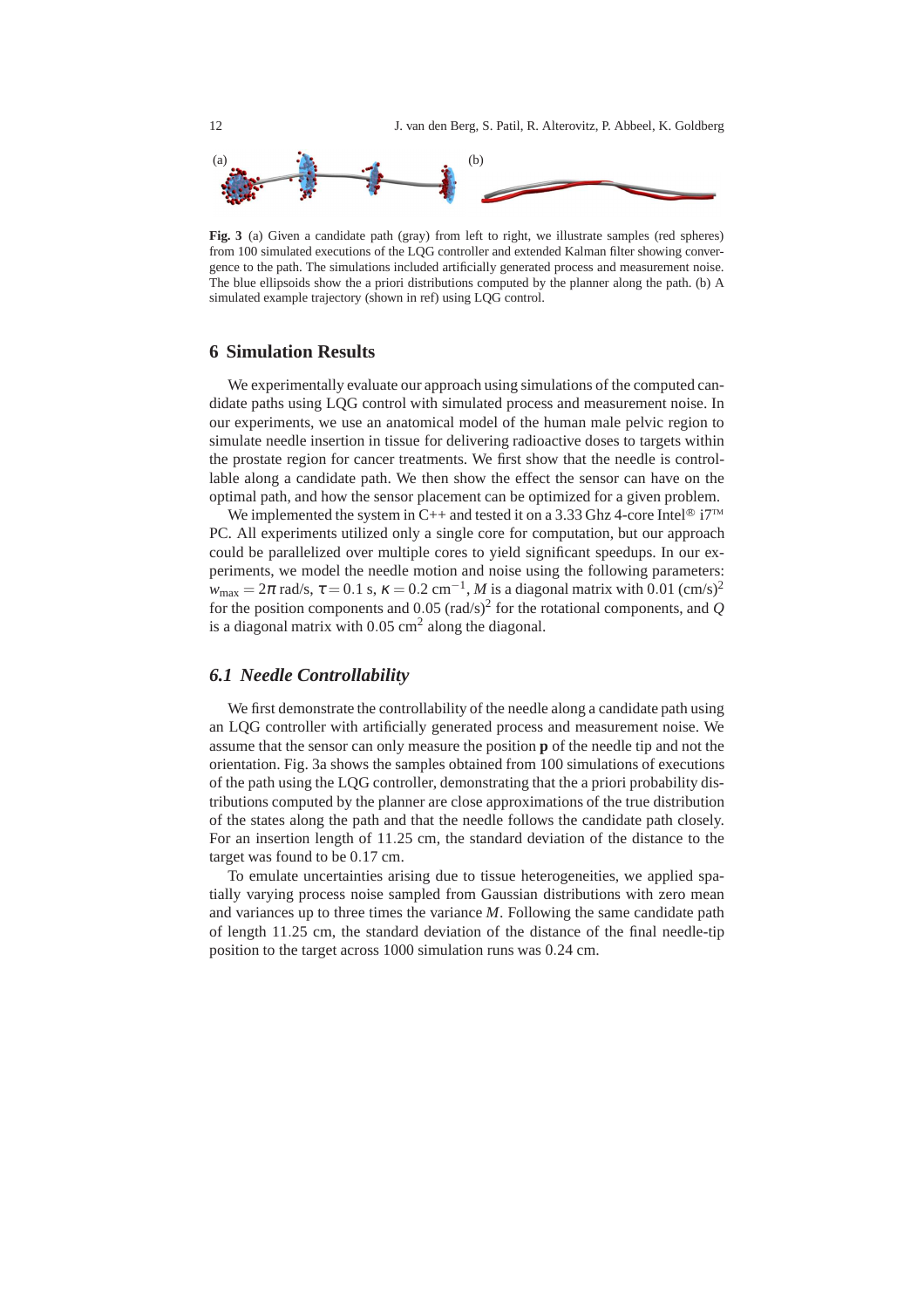**Fig. 3** (a) Given a candidate path (gray) from left to right, we illustrate samples (red spheres) from 100 simulated executions of the LQG controller and extended Kalman filter showing convergence to the path. The simulations included artificially generated process and measurement noise. The blue ellipsoids show the a priori distributions computed by the planner along the path. (b) A simulated example trajectory (shown in ref) using LQG control.

## 6 Simulation Results

We experimentally evaluate our approach using simulations of the computed candidate paths using LQG control with simulated process and measurement noise. In our experiments, we use an anatomical model of the human male pelvic region to simulate needle insertion in tissue for delivering radioactive doses to targets within the prostate region for cancer treatments. We first show that the needle is controllable along a candidate path. We then show the effect the sensor can have on the optimal path, and how the sensor placement can be optimized for a given problem.

We implemented the system in C++ and tested it on a 3.33 Ghz 4-core Intel® i7™ PC. All experiments utilized only a single core for computation, but our approach could be parallelized over multiple cores to yield significant speedups. In our experiments, we model the needle motion and noise using the following parameters: $w_{\max} = 2\pi$ rad/s, $\tau = 0.1$ s, $\kappa = 0.2$ cm$^{-1}$, $M$ is a diagonal matrix with 0.01 (cm/s)$^2$ for the position components and 0.05 (rad/s)$^2$ for the rotational components, and $Q$ is a diagonal matrix with 0.05 cm$^2$ along the diagonal.

### *6.1 Needle Controllability*

We first demonstrate the controllability of the needle along a candidate path using an LQG controller with artificially generated process and measurement noise. We assume that the sensor can only measure the position $\mathbf{p}$ of the needle tip and not the orientation. Fig. 3a shows the samples obtained from 100 simulations of executions of the path using the LQG controller, demonstrating that the a priori probability distributions computed by the planner are close approximations of the true distribution of the states along the path and that the needle follows the candidate path closely. For an insertion length of 11.25 cm, the standard deviation of the distance to the target was found to be 0.17 cm.

To emulate uncertainties arising due to tissue heterogeneities, we applied spatially varying process noise sampled from Gaussian distributions with zero mean and variances up to three times the variance $M$. Following the same candidate path of length 11.25 cm, the standard deviation of the distance of the final needle-tip position to the target across 1000 simulation runs was 0.24 cm.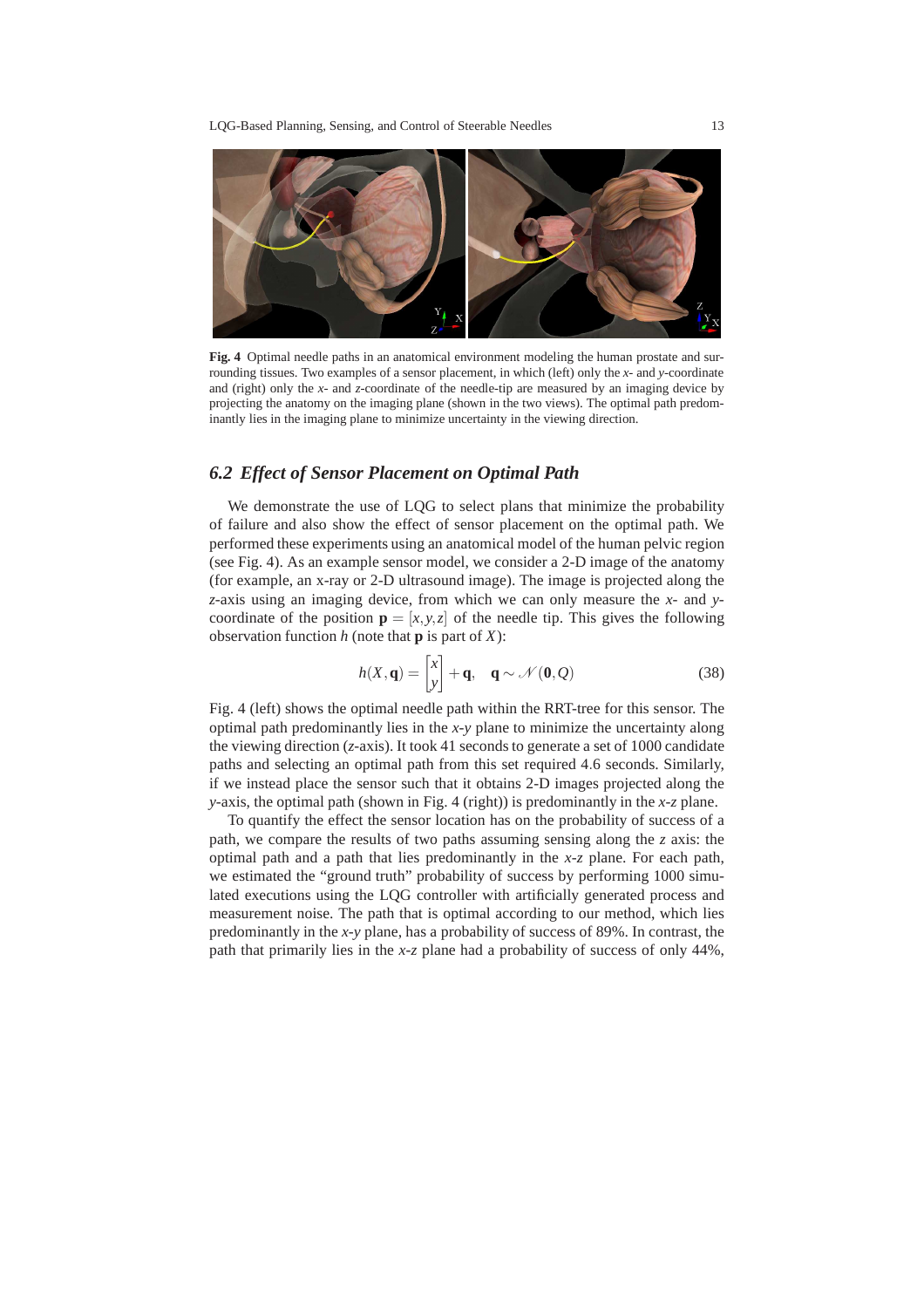**Fig. 4** Optimal needle paths in an anatomical environment modeling the human prostate and surrounding tissues. Two examples of a sensor placement, in which (left) only the $x$- and $y$-coordinate and (right) only the $x$- and $z$-coordinate of the needle-tip are measured by an imaging device by projecting the anatomy on the imaging plane (shown in the two views). The optimal path predominantly lies in the imaging plane to minimize uncertainty in the viewing direction.

### *6.2 Effect of Sensor Placement on Optimal Path*

We demonstrate the use of LQG to select plans that minimize the probability of failure and also show the effect of sensor placement on the optimal path. We performed these experiments using an anatomical model of the human pelvic region (see Fig. 4). As an example sensor model, we consider a 2-D image of the anatomy (for example, an x-ray or 2-D ultrasound image). The image is projected along the $z$-axis using an imaging device, from which we can only measure the $x$- and $y$-coordinate of the position $\mathbf{p} = [x, y, z]$ of the needle tip. This gives the following observation function $h$ (note that $\mathbf{p}$ is part of $X$):

$$h(X, \mathbf{q}) = \begin{bmatrix} x \\ y \end{bmatrix} + \mathbf{q}, \quad \mathbf{q} \sim \mathcal{N}(\mathbf{0}, Q) \tag{38}$$

Fig. 4 (left) shows the optimal needle path within the RRT-tree for this sensor. The optimal path predominantly lies in the $x$-$y$ plane to minimize the uncertainty along the viewing direction ($z$-axis). It took 41 seconds to generate a set of 1000 candidate paths and selecting an optimal path from this set required 4.6 seconds. Similarly, if we instead place the sensor such that it obtains 2-D images projected along the $y$-axis, the optimal path (shown in Fig. 4 (right)) is predominantly in the $x$-$z$ plane.

To quantify the effect the sensor location has on the probability of success of a path, we compare the results of two paths assuming sensing along the $z$ axis: the optimal path and a path that lies predominantly in the $x$-$z$ plane. For each path, we estimated the "ground truth" probability of success by performing 1000 simulated executions using the LQG controller with artificially generated process and measurement noise. The path that is optimal according to our method, which lies predominantly in the $x$-$y$ plane, has a probability of success of 89%. In contrast, the path that primarily lies in the $x$-$z$ plane had a probability of success of only 44%,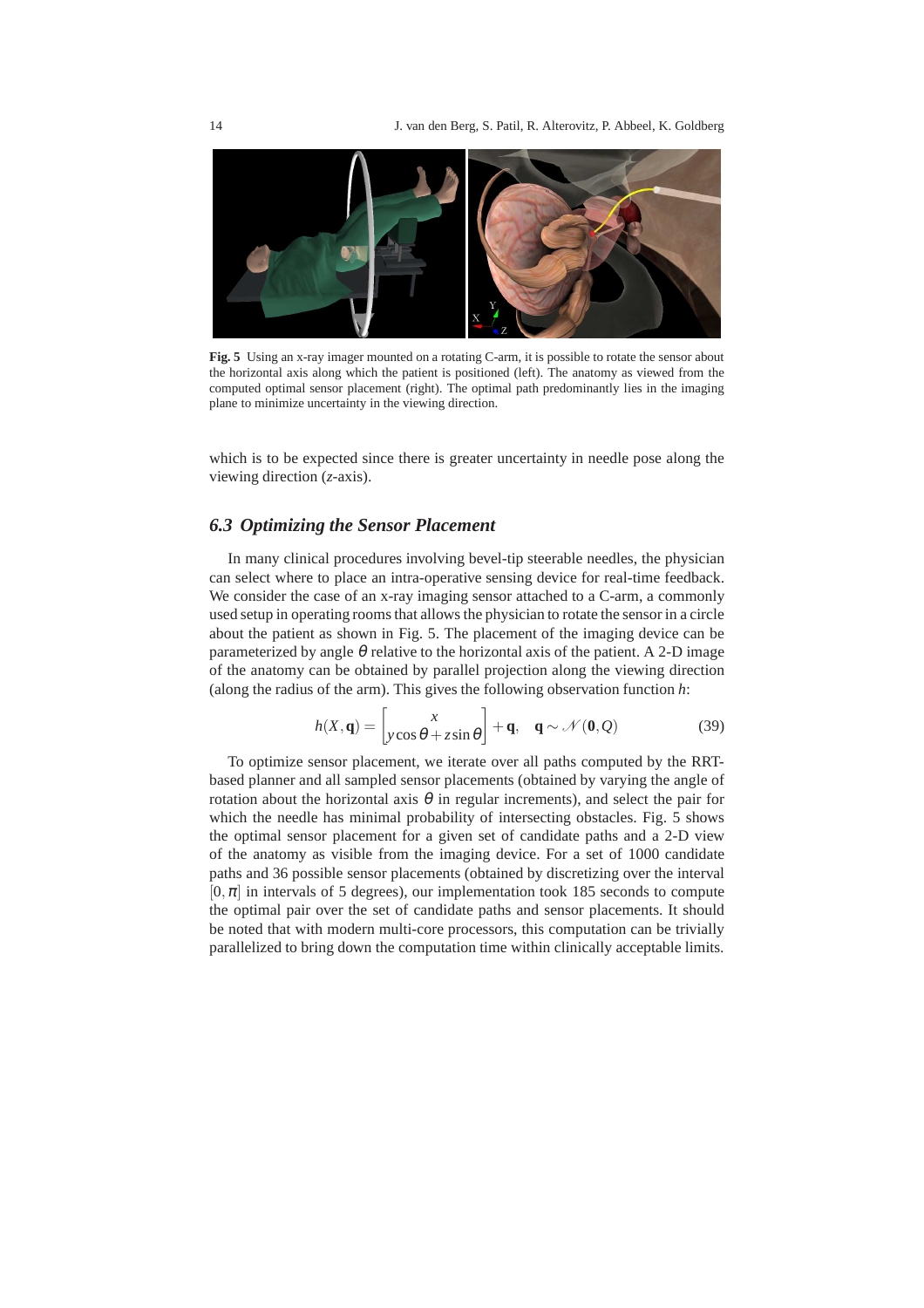**Fig. 5** Using an x-ray imager mounted on a rotating C-arm, it is possible to rotate the sensor about the horizontal axis along which the patient is positioned (left). The anatomy as viewed from the computed optimal sensor placement (right). The optimal path predominantly lies in the imaging plane to minimize uncertainty in the viewing direction.

which is to be expected since there is greater uncertainty in needle pose along the viewing direction ($z$-axis).

### 6.3 Optimizing the Sensor Placement

In many clinical procedures involving bevel-tip steerable needles, the physician can select where to place an intra-operative sensing device for real-time feedback. We consider the case of an x-ray imaging sensor attached to a C-arm, a commonly used setup in operating rooms that allows the physician to rotate the sensor in a circle about the patient as shown in Fig. 5. The placement of the imaging device can be parameterized by angle $\theta$ relative to the horizontal axis of the patient. A 2-D image of the anatomy can be obtained by parallel projection along the viewing direction (along the radius of the arm). This gives the following observation function $h$:

$$h(X, \mathbf{q}) = \begin{bmatrix} x \\ y\cos\theta + z\sin\theta \end{bmatrix} + \mathbf{q}, \quad \mathbf{q} \sim \mathcal{N}(\mathbf{0}, Q) \tag{39}$$

To optimize sensor placement, we iterate over all paths computed by the RRT-based planner and all sampled sensor placements (obtained by varying the angle of rotation about the horizontal axis $\theta$ in regular increments), and select the pair for which the needle has minimal probability of intersecting obstacles. Fig. 5 shows the optimal sensor placement for a given set of candidate paths and a 2-D view of the anatomy as visible from the imaging device. For a set of 1000 candidate paths and 36 possible sensor placements (obtained by discretizing over the interval $[0, \pi]$ in intervals of 5 degrees), our implementation took 185 seconds to compute the optimal pair over the set of candidate paths and sensor placements. It should be noted that with modern multi-core processors, this computation can be trivially parallelized to bring down the computation time within clinically acceptable limits.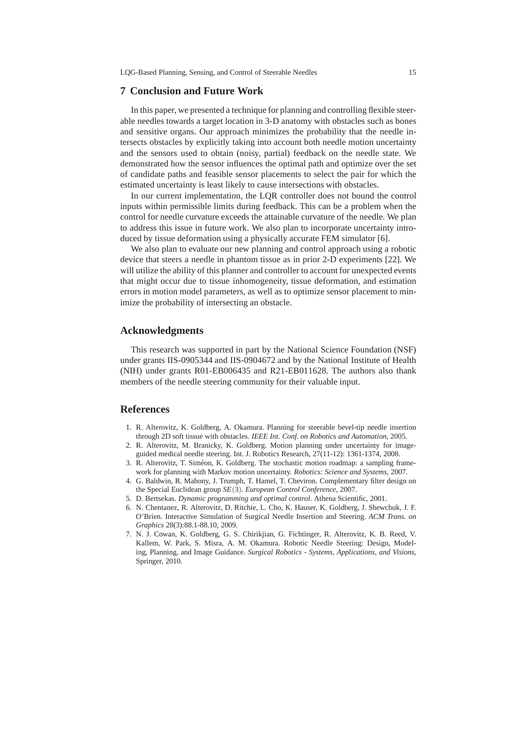## 7 Conclusion and Future Work

In this paper, we presented a technique for planning and controlling flexible steerable needles towards a target location in 3-D anatomy with obstacles such as bones and sensitive organs. Our approach minimizes the probability that the needle intersects obstacles by explicitly taking into account both needle motion uncertainty and the sensors used to obtain (noisy, partial) feedback on the needle state. We demonstrated how the sensor influences the optimal path and optimize over the set of candidate paths and feasible sensor placements to select the pair for which the estimated uncertainty is least likely to cause intersections with obstacles.

In our current implementation, the LQR controller does not bound the control inputs within permissible limits during feedback. This can be a problem when the control for needle curvature exceeds the attainable curvature of the needle. We plan to address this issue in future work. We also plan to incorporate uncertainty introduced by tissue deformation using a physically accurate FEM simulator [6].

We also plan to evaluate our new planning and control approach using a robotic device that steers a needle in phantom tissue as in prior 2-D experiments [22]. We will utilize the ability of this planner and controller to account for unexpected events that might occur due to tissue inhomogeneity, tissue deformation, and estimation errors in motion model parameters, as well as to optimize sensor placement to minimize the probability of intersecting an obstacle.

## Acknowledgments

This research was supported in part by the National Science Foundation (NSF) under grants IIS-0905344 and IIS-0904672 and by the National Institute of Health (NIH) under grants R01-EB006435 and R21-EB011628. The authors also thank members of the needle steering community for their valuable input.

## References

1. R. Alterovitz, K. Goldberg, A. Okamura. Planning for steerable bevel-tip needle insertion through 2D soft tissue with obstacles. *IEEE Int. Conf. on Robotics and Automation*, 2005.
2. R. Alterovitz, M. Branicky, K. Goldberg. Motion planning under uncertainty for image-guided medical needle steering. Int. J. Robotics Research, 27(11-12): 1361-1374, 2008.
3. R. Alterovitz, T. Siméon, K. Goldberg. The stochastic motion roadmap: a sampling framework for planning with Markov motion uncertainty. *Robotics: Science and Systems*, 2007.
4. G. Baldwin, R. Mahony, J. Trumph, T. Hamel, T. Cheviron. Complementary filter design on the Special Euclidean group $SE(3)$. *European Control Conference*, 2007.
5. D. Bertsekas. *Dynamic programming and optimal control*. Athena Scientific, 2001.
6. N. Chentanez, R. Alterovitz, D. Ritchie, L. Cho, K. Hauser, K. Goldberg, J. Shewchuk, J. F. O'Brien. Interactive Simulation of Surgical Needle Insertion and Steering. *ACM Trans. on Graphics* 28(3):88.1-88.10, 2009.
7. N. J. Cowan, K. Goldberg, G. S. Chirikjian, G. Fichtinger, R. Alterovitz, K. B. Reed, V. Kallem, W. Park, S. Misra, A. M. Okamura. Robotic Needle Steering: Design, Modeling, Planning, and Image Guidance. *Surgical Robotics - Systems, Applications, and Visions*, Springer, 2010.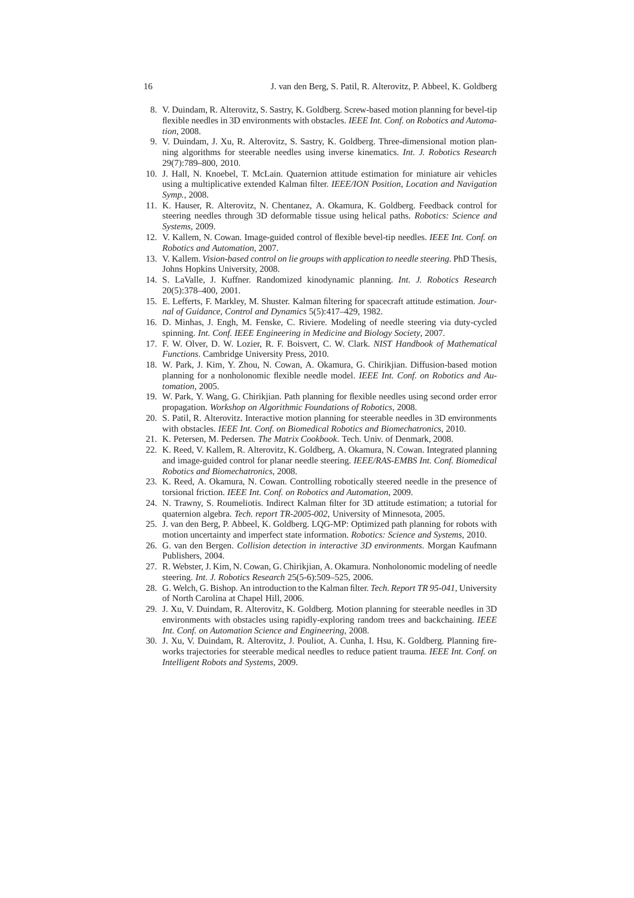8. V. Duindam, R. Alterovitz, S. Sastry, K. Goldberg. Screw-based motion planning for bevel-tip flexible needles in 3D environments with obstacles. *IEEE Int. Conf. on Robotics and Automation*, 2008.
9. V. Duindam, J. Xu, R. Alterovitz, S. Sastry, K. Goldberg. Three-dimensional motion planning algorithms for steerable needles using inverse kinematics. *Int. J. Robotics Research* 29(7):789–800, 2010.
10. J. Hall, N. Knoebel, T. McLain. Quaternion attitude estimation for miniature air vehicles using a multiplicative extended Kalman filter. *IEEE/ION Position, Location and Navigation Symp.*, 2008.
11. K. Hauser, R. Alterovitz, N. Chentanez, A. Okamura, K. Goldberg. Feedback control for steering needles through 3D deformable tissue using helical paths. *Robotics: Science and Systems*, 2009.
12. V. Kallem, N. Cowan. Image-guided control of flexible bevel-tip needles. *IEEE Int. Conf. on Robotics and Automation*, 2007.
13. V. Kallem. *Vision-based control on lie groups with application to needle steering*. PhD Thesis, Johns Hopkins University, 2008.
14. S. LaValle, J. Kuffner. Randomized kinodynamic planning. *Int. J. Robotics Research* 20(5):378–400, 2001.
15. E. Lefferts, F. Markley, M. Shuster. Kalman filtering for spacecraft attitude estimation. *Journal of Guidance, Control and Dynamics* 5(5):417–429, 1982.
16. D. Minhas, J. Engh, M. Fenske, C. Riviere. Modeling of needle steering via duty-cycled spinning. *Int. Conf. IEEE Engineering in Medicine and Biology Society*, 2007.
17. F. W. Olver, D. W. Lozier, R. F. Boisvert, C. W. Clark. *NIST Handbook of Mathematical Functions*. Cambridge University Press, 2010.
18. W. Park, J. Kim, Y. Zhou, N. Cowan, A. Okamura, G. Chirikjian. Diffusion-based motion planning for a nonholonomic flexible needle model. *IEEE Int. Conf. on Robotics and Automation*, 2005.
19. W. Park, Y. Wang, G. Chirikjian. Path planning for flexible needles using second order error propagation. *Workshop on Algorithmic Foundations of Robotics*, 2008.
20. S. Patil, R. Alterovitz. Interactive motion planning for steerable needles in 3D environments with obstacles. *IEEE Int. Conf. on Biomedical Robotics and Biomechatronics*, 2010.
21. K. Petersen, M. Pedersen. *The Matrix Cookbook*. Tech. Univ. of Denmark, 2008.
22. K. Reed, V. Kallem, R. Alterovitz, K. Goldberg, A. Okamura, N. Cowan. Integrated planning and image-guided control for planar needle steering. *IEEE/RAS-EMBS Int. Conf. Biomedical Robotics and Biomechatronics*, 2008.
23. K. Reed, A. Okamura, N. Cowan. Controlling robotically steered needle in the presence of torsional friction. *IEEE Int. Conf. on Robotics and Automation*, 2009.
24. N. Trawny, S. Roumeliotis. Indirect Kalman filter for 3D attitude estimation; a tutorial for quaternion algebra. *Tech. report TR-2005-002*, University of Minnesota, 2005.
25. J. van den Berg, P. Abbeel, K. Goldberg. LQG-MP: Optimized path planning for robots with motion uncertainty and imperfect state information. *Robotics: Science and Systems*, 2010.
26. G. van den Bergen. *Collision detection in interactive 3D environments*. Morgan Kaufmann Publishers, 2004.
27. R. Webster, J. Kim, N. Cowan, G. Chirikjian, A. Okamura. Nonholonomic modeling of needle steering. *Int. J. Robotics Research* 25(5-6):509–525, 2006.
28. G. Welch, G. Bishop. An introduction to the Kalman filter. *Tech. Report TR 95-041*, University of North Carolina at Chapel Hill, 2006.
29. J. Xu, V. Duindam, R. Alterovitz, K. Goldberg. Motion planning for steerable needles in 3D environments with obstacles using rapidly-exploring random trees and backchaining. *IEEE Int. Conf. on Automation Science and Engineering*, 2008.
30. J. Xu, V. Duindam, R. Alterovitz, J. Pouliot, A. Cunha, I. Hsu, K. Goldberg. Planning fireworks trajectories for steerable medical needles to reduce patient trauma. *IEEE Int. Conf. on Intelligent Robots and Systems*, 2009.